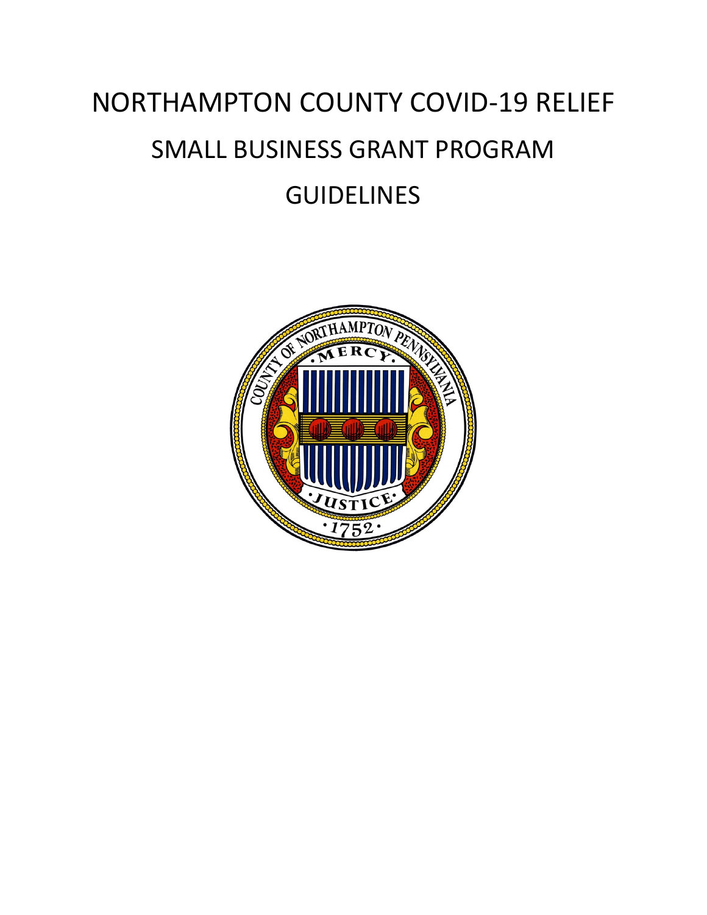# NORTHAMPTON COUNTY COVID-19 RELIEF

# SMALL BUSINESS GRANT PROGRAM

# GUIDELINES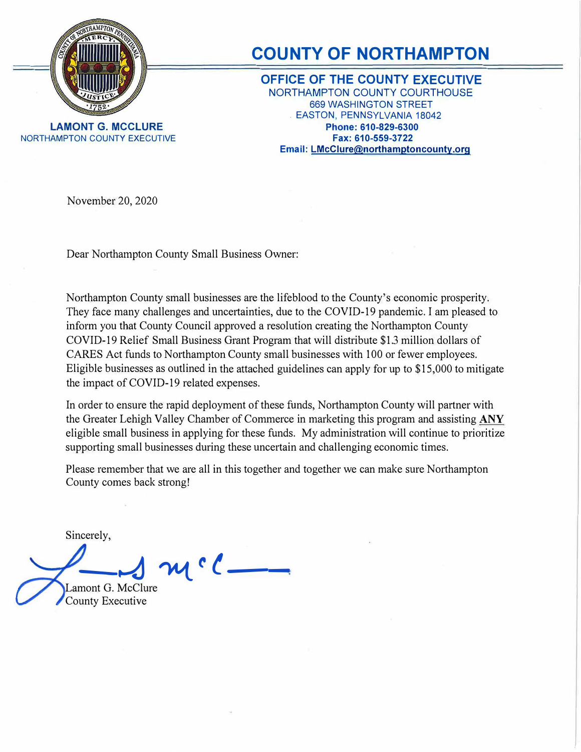# COUNTY OF NORTHAMPTON

## OFFICE OF THE COUNTY EXECUTIVE

NORTHAMPTON COUNTY COURTHOUSE
669 WASHINGTON STREET
EASTON, PENNSYLVANIA 18042
**Phone: 610-829-6300**
**Fax: 610-559-3722**
**Email: LMcClure@northamptoncounty.org**

**LAMONT G. MCCLURE**
NORTHAMPTON COUNTY EXECUTIVE

November 20, 2020

Dear Northampton County Small Business Owner:

Northampton County small businesses are the lifeblood to the County's economic prosperity. They face many challenges and uncertainties, due to the COVID-19 pandemic. I am pleased to inform you that County Council approved a resolution creating the Northampton County COVID-19 Relief Small Business Grant Program that will distribute $1.3 million dollars of CARES Act funds to Northampton County small businesses with 100 or fewer employees. Eligible businesses as outlined in the attached guidelines can apply for up to $15,000 to mitigate the impact of COVID-19 related expenses.

In order to ensure the rapid deployment of these funds, Northampton County will partner with the Greater Lehigh Valley Chamber of Commerce in marketing this program and assisting **ANY** eligible small business in applying for these funds. My administration will continue to prioritize supporting small businesses during these uncertain and challenging economic times.

Please remember that we are all in this together and together we can make sure Northampton County comes back strong!

Sincerely,

Lamont G. McClure
County Executive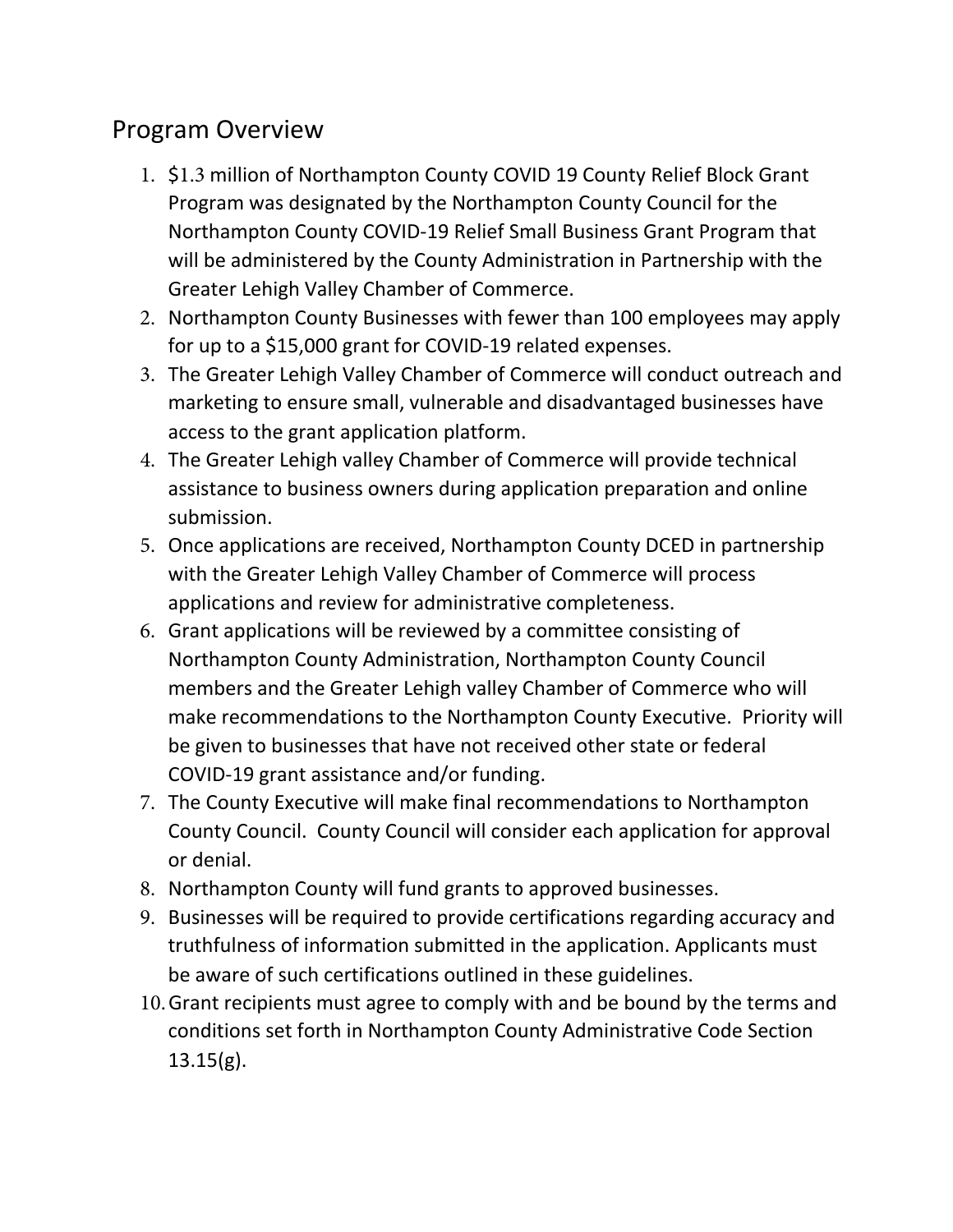## Program Overview

1. $1.3 million of Northampton County COVID 19 County Relief Block Grant Program was designated by the Northampton County Council for the Northampton County COVID-19 Relief Small Business Grant Program that will be administered by the County Administration in Partnership with the Greater Lehigh Valley Chamber of Commerce.
2. Northampton County Businesses with fewer than 100 employees may apply for up to a $15,000 grant for COVID-19 related expenses.
3. The Greater Lehigh Valley Chamber of Commerce will conduct outreach and marketing to ensure small, vulnerable and disadvantaged businesses have access to the grant application platform.
4. The Greater Lehigh valley Chamber of Commerce will provide technical assistance to business owners during application preparation and online submission.
5. Once applications are received, Northampton County DCED in partnership with the Greater Lehigh Valley Chamber of Commerce will process applications and review for administrative completeness.
6. Grant applications will be reviewed by a committee consisting of Northampton County Administration, Northampton County Council members and the Greater Lehigh valley Chamber of Commerce who will make recommendations to the Northampton County Executive. Priority will be given to businesses that have not received other state or federal COVID-19 grant assistance and/or funding.
7. The County Executive will make final recommendations to Northampton County Council. County Council will consider each application for approval or denial.
8. Northampton County will fund grants to approved businesses.
9. Businesses will be required to provide certifications regarding accuracy and truthfulness of information submitted in the application. Applicants must be aware of such certifications outlined in these guidelines.
10. Grant recipients must agree to comply with and be bound by the terms and conditions set forth in Northampton County Administrative Code Section 13.15(g).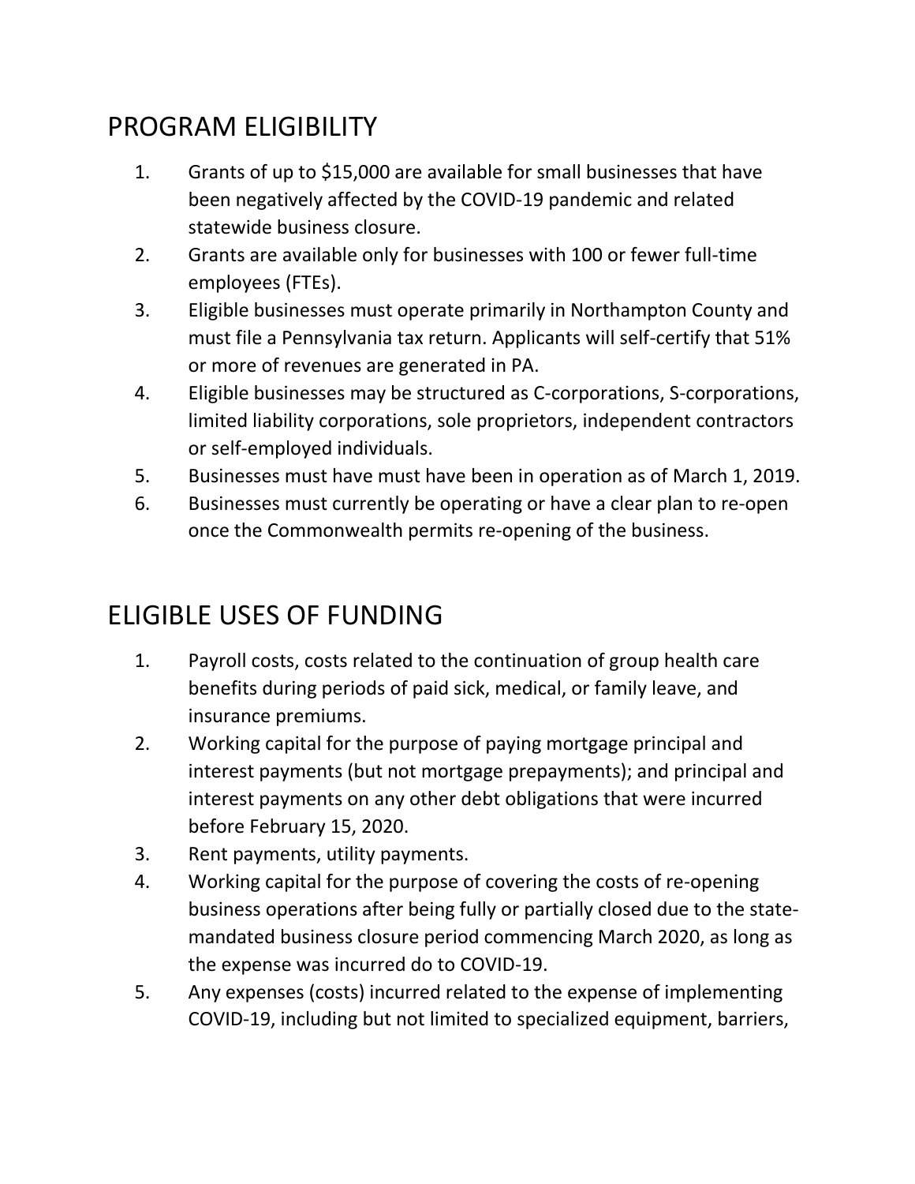# PROGRAM ELIGIBILITY

1. Grants of up to $15,000 are available for small businesses that have been negatively affected by the COVID-19 pandemic and related statewide business closure.
2. Grants are available only for businesses with 100 or fewer full-time employees (FTEs).
3. Eligible businesses must operate primarily in Northampton County and must file a Pennsylvania tax return. Applicants will self-certify that 51% or more of revenues are generated in PA.
4. Eligible businesses may be structured as C-corporations, S-corporations, limited liability corporations, sole proprietors, independent contractors or self-employed individuals.
5. Businesses must have must have been in operation as of March 1, 2019.
6. Businesses must currently be operating or have a clear plan to re-open once the Commonwealth permits re-opening of the business.

# ELIGIBLE USES OF FUNDING

1. Payroll costs, costs related to the continuation of group health care benefits during periods of paid sick, medical, or family leave, and insurance premiums.
2. Working capital for the purpose of paying mortgage principal and interest payments (but not mortgage prepayments); and principal and interest payments on any other debt obligations that were incurred before February 15, 2020.
3. Rent payments, utility payments.
4. Working capital for the purpose of covering the costs of re-opening business operations after being fully or partially closed due to the state-mandated business closure period commencing March 2020, as long as the expense was incurred do to COVID-19.
5. Any expenses (costs) incurred related to the expense of implementing COVID-19, including but not limited to specialized equipment, barriers,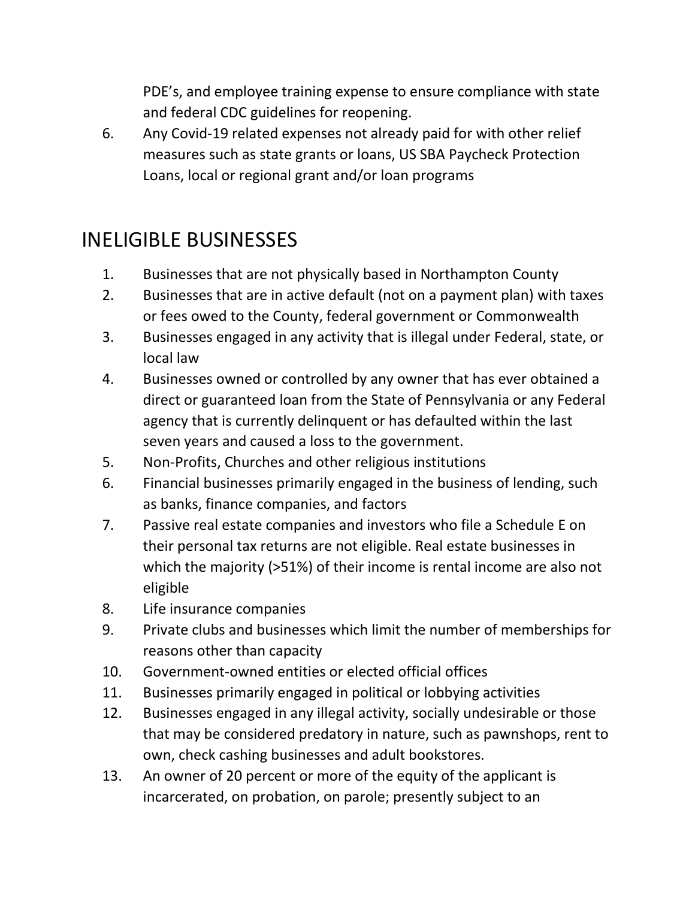PDE's, and employee training expense to ensure compliance with state and federal CDC guidelines for reopening.

6. Any Covid-19 related expenses not already paid for with other relief measures such as state grants or loans, US SBA Paycheck Protection Loans, local or regional grant and/or loan programs

# INELIGIBLE BUSINESSES

1. Businesses that are not physically based in Northampton County
2. Businesses that are in active default (not on a payment plan) with taxes or fees owed to the County, federal government or Commonwealth
3. Businesses engaged in any activity that is illegal under Federal, state, or local law
4. Businesses owned or controlled by any owner that has ever obtained a direct or guaranteed loan from the State of Pennsylvania or any Federal agency that is currently delinquent or has defaulted within the last seven years and caused a loss to the government.
5. Non-Profits, Churches and other religious institutions
6. Financial businesses primarily engaged in the business of lending, such as banks, finance companies, and factors
7. Passive real estate companies and investors who file a Schedule E on their personal tax returns are not eligible. Real estate businesses in which the majority (>51%) of their income is rental income are also not eligible
8. Life insurance companies
9. Private clubs and businesses which limit the number of memberships for reasons other than capacity
10. Government-owned entities or elected official offices
11. Businesses primarily engaged in political or lobbying activities
12. Businesses engaged in any illegal activity, socially undesirable or those that may be considered predatory in nature, such as pawnshops, rent to own, check cashing businesses and adult bookstores.
13. An owner of 20 percent or more of the equity of the applicant is incarcerated, on probation, on parole; presently subject to an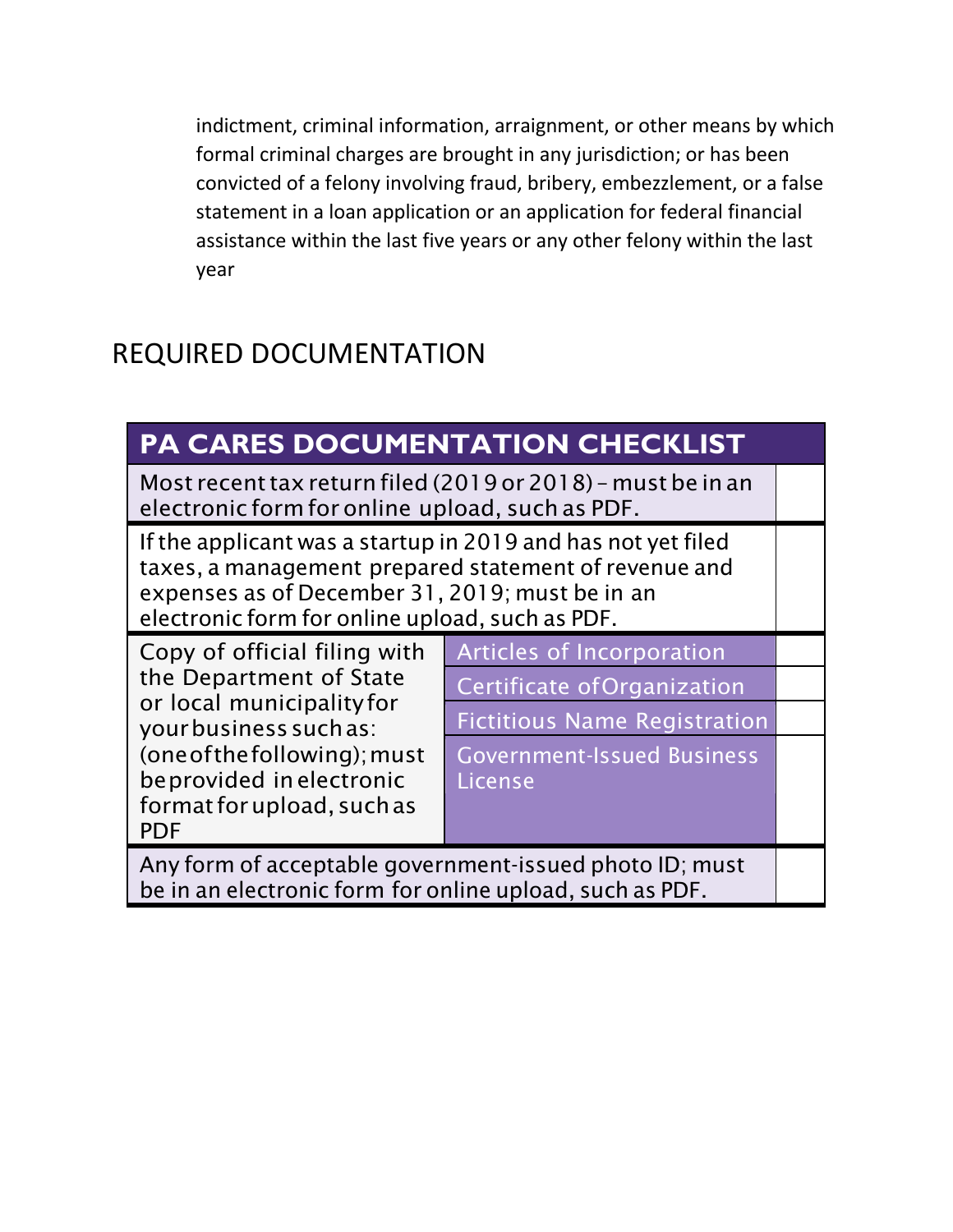indictment, criminal information, arraignment, or other means by which formal criminal charges are brought in any jurisdiction; or has been convicted of a felony involving fraud, bribery, embezzlement, or a false statement in a loan application or an application for federal financial assistance within the last five years or any other felony within the last year

## REQUIRED DOCUMENTATION

| PA CARES DOCUMENTATION CHECKLIST | | |
|---|---|---|
| Most recent tax return filed (2019 or 2018) – must be in an electronic form for online upload, such as PDF. | | |
| If the applicant was a startup in 2019 and has not yet filed taxes, a management prepared statement of revenue and expenses as of December 31, 2019; must be in an electronic form for online upload, such as PDF. | | |
| Copy of official filing with the Department of State or local municipality for your business such as: (one of the following); must be provided in electronic format for upload, such as PDF | Articles of Incorporation | |
| | Certificate of Organization | |
| | Fictitious Name Registration | |
| | Government-Issued Business License | |
| Any form of acceptable government-issued photo ID; must be in an electronic form for online upload, such as PDF. | | |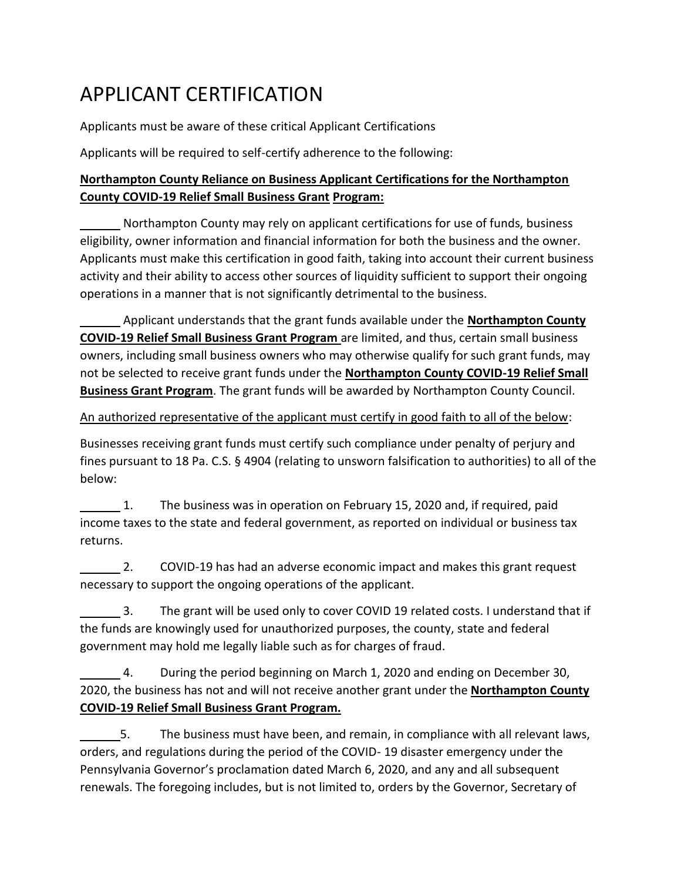# APPLICANT CERTIFICATION

Applicants must be aware of these critical Applicant Certifications

Applicants will be required to self-certify adherence to the following:

**Northampton County Reliance on Business Applicant Certifications for the Northampton County COVID-19 Relief Small Business Grant Program:**

______ Northampton County may rely on applicant certifications for use of funds, business eligibility, owner information and financial information for both the business and the owner. Applicants must make this certification in good faith, taking into account their current business activity and their ability to access other sources of liquidity sufficient to support their ongoing operations in a manner that is not significantly detrimental to the business.

______ Applicant understands that the grant funds available under the **Northampton County COVID-19 Relief Small Business Grant Program** are limited, and thus, certain small business owners, including small business owners who may otherwise qualify for such grant funds, may not be selected to receive grant funds under the **Northampton County COVID-19 Relief Small Business Grant Program**. The grant funds will be awarded by Northampton County Council.

An authorized representative of the applicant must certify in good faith to all of the below:

Businesses receiving grant funds must certify such compliance under penalty of perjury and fines pursuant to 18 Pa. C.S. § 4904 (relating to unsworn falsification to authorities) to all of the below:

______ 1. The business was in operation on February 15, 2020 and, if required, paid income taxes to the state and federal government, as reported on individual or business tax returns.

______ 2. COVID-19 has had an adverse economic impact and makes this grant request necessary to support the ongoing operations of the applicant.

______ 3. The grant will be used only to cover COVID 19 related costs. I understand that if the funds are knowingly used for unauthorized purposes, the county, state and federal government may hold me legally liable such as for charges of fraud.

______ 4. During the period beginning on March 1, 2020 and ending on December 30, 2020, the business has not and will not receive another grant under the **Northampton County COVID-19 Relief Small Business Grant Program.**

______5. The business must have been, and remain, in compliance with all relevant laws, orders, and regulations during the period of the COVID- 19 disaster emergency under the Pennsylvania Governor's proclamation dated March 6, 2020, and any and all subsequent renewals. The foregoing includes, but is not limited to, orders by the Governor, Secretary of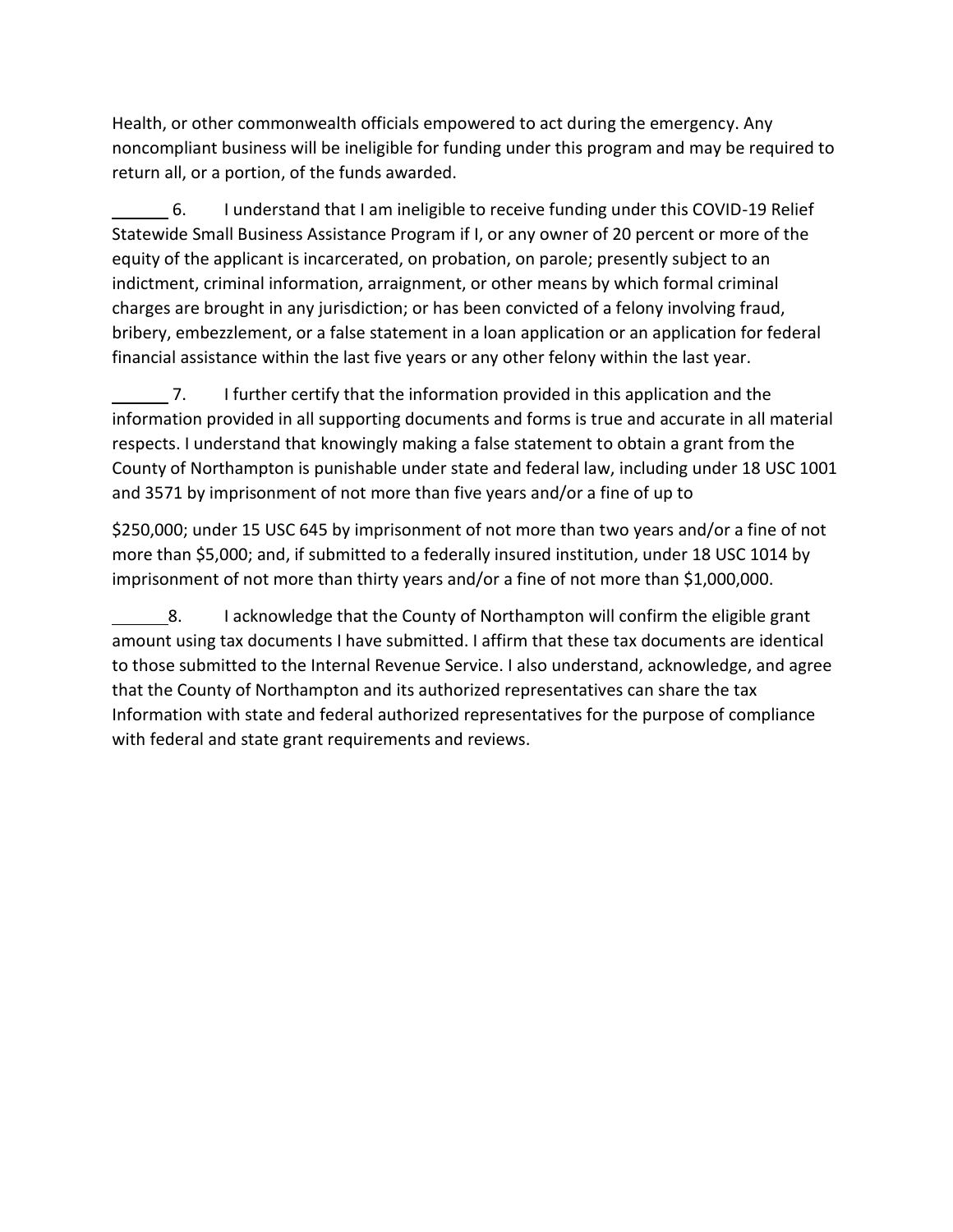Health, or other commonwealth officials empowered to act during the emergency. Any noncompliant business will be ineligible for funding under this program and may be required to return all, or a portion, of the funds awarded.

______ 6. I understand that I am ineligible to receive funding under this COVID-19 Relief Statewide Small Business Assistance Program if I, or any owner of 20 percent or more of the equity of the applicant is incarcerated, on probation, on parole; presently subject to an indictment, criminal information, arraignment, or other means by which formal criminal charges are brought in any jurisdiction; or has been convicted of a felony involving fraud, bribery, embezzlement, or a false statement in a loan application or an application for federal financial assistance within the last five years or any other felony within the last year.

______ 7. I further certify that the information provided in this application and the information provided in all supporting documents and forms is true and accurate in all material respects. I understand that knowingly making a false statement to obtain a grant from the County of Northampton is punishable under state and federal law, including under 18 USC 1001 and 3571 by imprisonment of not more than five years and/or a fine of up to

$250,000; under 15 USC 645 by imprisonment of not more than two years and/or a fine of not more than $5,000; and, if submitted to a federally insured institution, under 18 USC 1014 by imprisonment of not more than thirty years and/or a fine of not more than $1,000,000.

______ 8. I acknowledge that the County of Northampton will confirm the eligible grant amount using tax documents I have submitted. I affirm that these tax documents are identical to those submitted to the Internal Revenue Service. I also understand, acknowledge, and agree that the County of Northampton and its authorized representatives can share the tax Information with state and federal authorized representatives for the purpose of compliance with federal and state grant requirements and reviews.